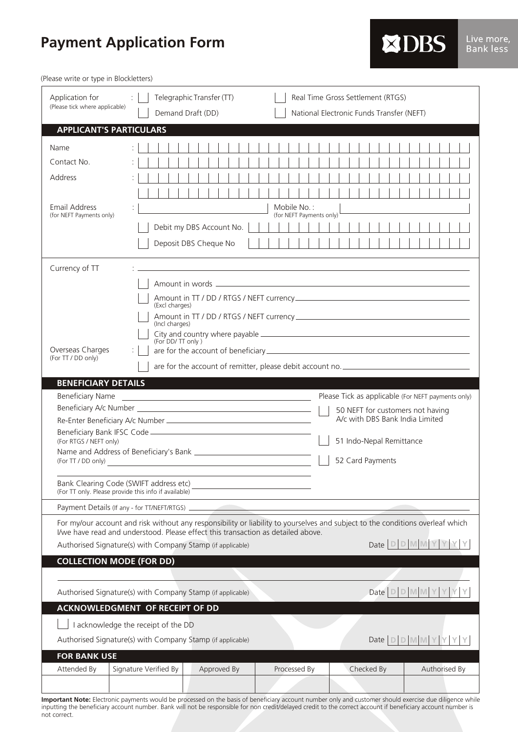# Payment Application Form

DBS Live more, Bank less

(Please write or type in Blockletters)

**Application for** (Please tick where applicable):

- [ ] Telegraphic Transfer (TT)
- [ ] Real Time Gross Settlement (RTGS)
- [ ] Demand Draft (DD)
- [ ] National Electronic Funds Transfer (NEFT)

## APPLICANT'S PARTICULARS

Name :

Contact No. :

Address :

Email Address (for NEFT Payments only) :

Mobile No. : (for NEFT Payments only)

- [ ] Debit my DBS Account No.
- [ ] Deposit DBS Cheque No

Currency of TT :

- [ ] Amount in words
- [ ] Amount in TT / DD / RTGS / NEFT currency (Excl charges)
- [ ] Amount in TT / DD / RTGS / NEFT currency (Incl charges)
- [ ] City and country where payable (For DD/ TT only)

Overseas Charges (For TT / DD only) :

- [ ] are for the account of beneficiary
- [ ] are for the account of remitter, please debit account no.

## BENEFICIARY DETAILS

Beneficiary Name

Beneficiary A/c Number

Re-Enter Beneficiary A/c Number

Beneficiary Bank IFSC Code (For RTGS / NEFT only)

Name and Address of Beneficiary's Bank (For TT / DD only)

Bank Clearing Code (SWIFT address etc) (For TT only. Please provide this info if available)

Please Tick as applicable (For NEFT payments only)

- [ ] 50 NEFT for customers not having A/c with DBS Bank India Limited
- [ ] 51 Indo-Nepal Remittance
- [ ] 52 Card Payments

Payment Details (If any - for TT/NEFT/RTGS)

For my/our account and risk without any responsibility or liability to yourselves and subject to the conditions overleaf which I/we have read and understood. Please effect this transaction as detailed above.

Authorised Signature(s) with Company Stamp (if applicable) Date DDMMYYYY

## COLLECTION MODE (FOR DD)

Authorised Signature(s) with Company Stamp (if applicable) Date DDMMYYYY

## ACKNOWLEDGMENT OF RECEIPT OF DD

- [ ] I acknowledge the receipt of the DD

Authorised Signature(s) with Company Stamp (if applicable) Date DDMMYYYY

## FOR BANK USE

| Attended By | Signature Verified By | Approved By | Processed By | Checked By | Authorised By |
|---|---|---|---|---|---|
| | | | | | |

**Important Note:** Electronic payments would be processed on the basis of beneficiary account number only and customer should exercise due diligence while inputting the beneficiary account number. Bank will not be responsible for non credit/delayed credit to the correct account if beneficiary account number is not correct.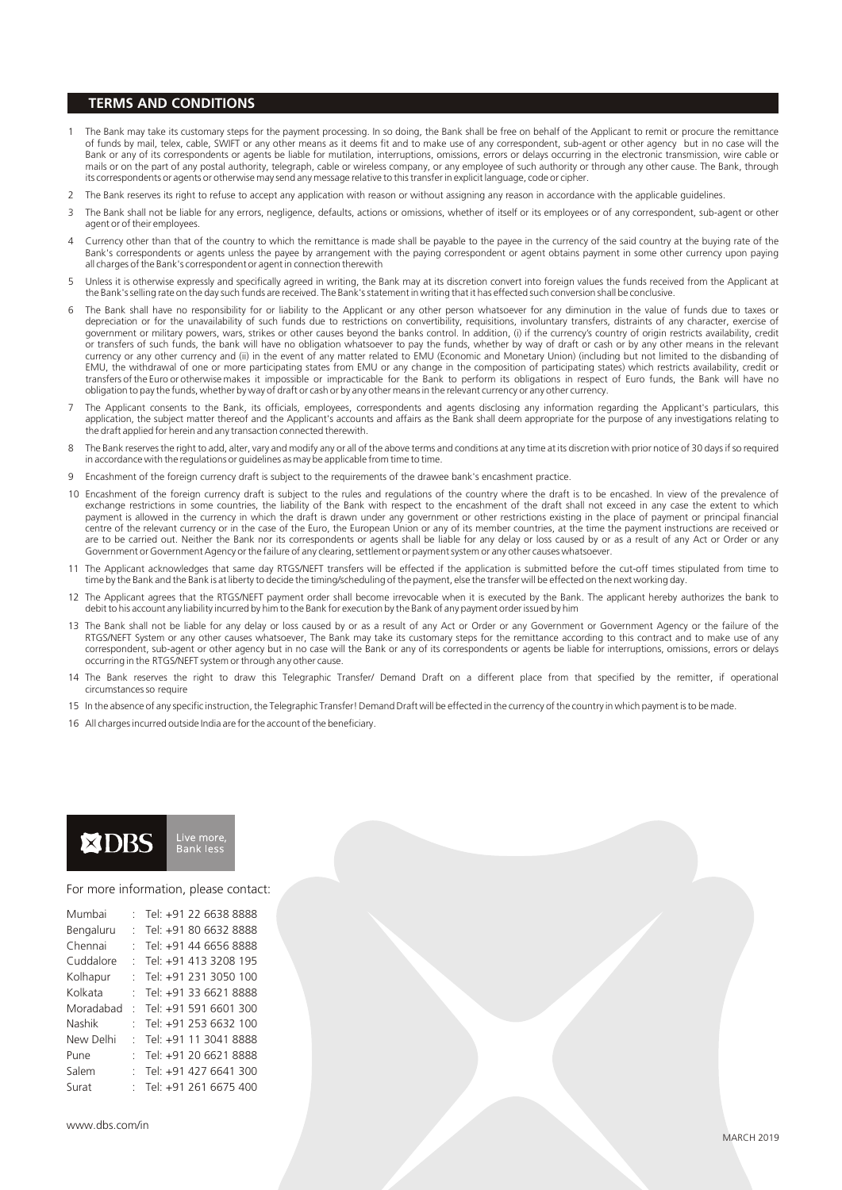## TERMS AND CONDITIONS

1. The Bank may take its customary steps for the payment processing. In so doing, the Bank shall be free on behalf of the Applicant to remit or procure the remittance of funds by mail, telex, cable, SWIFT or any other means as it deems fit and to make use of any correspondent, sub-agent or other agency but in no case will the Bank or any of its correspondents or agents be liable for mutilation, interruptions, omissions, errors or delays occurring in the electronic transmission, wire cable or mails or on the part of any postal authority, telegraph, cable or wireless company, or any employee of such authority or through any other cause. The Bank, through its correspondents or agents or otherwise may send any message relative to this transfer in explicit language, code or cipher.
2. The Bank reserves its right to refuse to accept any application with reason or without assigning any reason in accordance with the applicable guidelines.
3. The Bank shall not be liable for any errors, negligence, defaults, actions or omissions, whether of itself or its employees or of any correspondent, sub-agent or other agent or of their employees.
4. Currency other than that of the country to which the remittance is made shall be payable to the payee in the currency of the said country at the buying rate of the Bank's correspondents or agents unless the payee by arrangement with the paying correspondent or agent obtains payment in some other currency upon paying all charges of the Bank's correspondent or agent in connection therewith
5. Unless it is otherwise expressly and specifically agreed in writing, the Bank may at its discretion convert into foreign values the funds received from the Applicant at the Bank's selling rate on the day such funds are received. The Bank's statement in writing that it has effected such conversion shall be conclusive.
6. The Bank shall have no responsibility for or liability to the Applicant or any other person whatsoever for any diminution in the value of funds due to taxes or depreciation or for the unavailability of such funds due to restrictions on convertibility, requisitions, involuntary transfers, distraints of any character, exercise of government or military powers, wars, strikes or other causes beyond the banks control. In addition, (i) if the currency's country of origin restricts availability, credit or transfers of such funds, the bank will have no obligation whatsoever to pay the funds, whether by way of draft or cash or by any other means in the relevant currency or any other currency and (ii) in the event of any matter related to EMU (Economic and Monetary Union) (including but not limited to the disbanding of EMU, the withdrawal of one or more participating states from EMU or any change in the composition of participating states) which restricts availability, credit or transfers of the Euro or otherwise makes it impossible or impracticable for the Bank to perform its obligations in respect of Euro funds, the Bank will have no obligation to pay the funds, whether by way of draft or cash or by any other means in the relevant currency or any other currency.
7. The Applicant consents to the Bank, its officials, employees, correspondents and agents disclosing any information regarding the Applicant's particulars, this application, the subject matter thereof and the Applicant's accounts and affairs as the Bank shall deem appropriate for the purpose of any investigations relating to the draft applied for herein and any transaction connected therewith.
8. The Bank reserves the right to add, alter, vary and modify any or all of the above terms and conditions at any time at its discretion with prior notice of 30 days if so required in accordance with the regulations or guidelines as may be applicable from time to time.
9. Encashment of the foreign currency draft is subject to the requirements of the drawee bank's encashment practice.
10. Encashment of the foreign currency draft is subject to the rules and regulations of the country where the draft is to be encashed. In view of the prevalence of exchange restrictions in some countries, the liability of the Bank with respect to the encashment of the draft shall not exceed in any case the extent to which payment is allowed in the currency in which the draft is drawn under any government or other restrictions existing in the place of payment or principal financial centre of the relevant currency or in the case of the Euro, the European Union or any of its member countries, at the time the payment instructions are received or are to be carried out. Neither the Bank nor its correspondents or agents shall be liable for any delay or loss caused by or as a result of any Act or Order or any Government or Government Agency or the failure of any clearing, settlement or payment system or any other causes whatsoever.
11. The Applicant acknowledges that same day RTGS/NEFT transfers will be effected if the application is submitted before the cut-off times stipulated from time to time by the Bank and the Bank is at liberty to decide the timing/scheduling of the payment, else the transfer will be effected on the next working day.
12. The Applicant agrees that the RTGS/NEFT payment order shall become irrevocable when it is executed by the Bank. The applicant hereby authorizes the bank to debit to his account any liability incurred by him to the Bank for execution by the Bank of any payment order issued by him
13. The Bank shall not be liable for any delay or loss caused by or as a result of any Act or Order or any Government or Government Agency or the failure of the RTGS/NEFT System or any other causes whatsoever, The Bank may take its customary steps for the remittance according to this contract and to make use of any correspondent, sub-agent or other agency but in no case will the Bank or any of its correspondents or agents be liable for interruptions, omissions, errors or delays occurring in the RTGS/NEFT system or through any other cause.
14. The Bank reserves the right to draw this Telegraphic Transfer/ Demand Draft on a different place from that specified by the remitter, if operational circumstances so require
15. In the absence of any specific instruction, the Telegraphic Transfer ! Demand Draft will be effected in the currency of the country in which payment is to be made.
16. All charges incurred outside India are for the account of the beneficiary.

DBS Live more, Bank less

For more information, please contact:

| | | |
|---|---|---|
| Mumbai | : | Tel: +91 22 6638 8888 |
| Bengaluru | : | Tel: +91 80 6632 8888 |
| Chennai | : | Tel: +91 44 6656 8888 |
| Cuddalore | : | Tel: +91 413 3208 195 |
| Kolhapur | : | Tel: +91 231 3050 100 |
| Kolkata | : | Tel: +91 33 6621 8888 |
| Moradabad | : | Tel: +91 591 6601 300 |
| Nashik | : | Tel: +91 253 6632 100 |
| New Delhi | : | Tel: +91 11 3041 8888 |
| Pune | : | Tel: +91 20 6621 8888 |
| Salem | : | Tel: +91 427 6641 300 |
| Surat | : | Tel: +91 261 6675 400 |

www.dbs.com/in

MARCH 2019